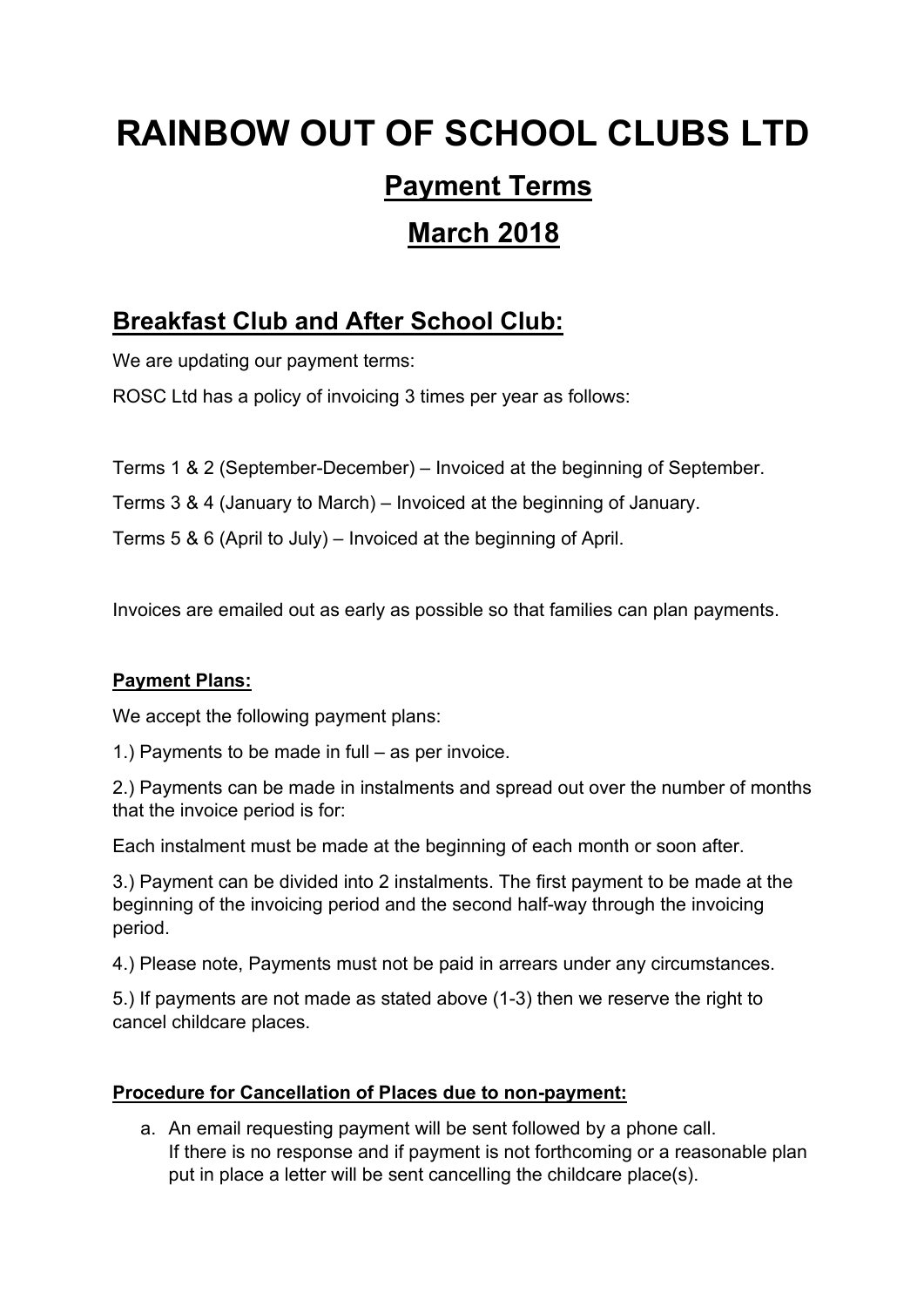# RAINBOW OUT OF SCHOOL CLUBS LTD

## Payment Terms

## March 2018

## Breakfast Club and After School Club:

We are updating our payment terms:

ROSC Ltd has a policy of invoicing 3 times per year as follows:

Terms 1 & 2 (September-December) – Invoiced at the beginning of September.

Terms 3 & 4 (January to March) – Invoiced at the beginning of January.

Terms 5 & 6 (April to July) – Invoiced at the beginning of April.

Invoices are emailed out as early as possible so that families can plan payments.

**Payment Plans:**

We accept the following payment plans:

1.) Payments to be made in full – as per invoice.

2.) Payments can be made in instalments and spread out over the number of months that the invoice period is for:

Each instalment must be made at the beginning of each month or soon after.

3.) Payment can be divided into 2 instalments. The first payment to be made at the beginning of the invoicing period and the second half-way through the invoicing period.

4.) Please note, Payments must not be paid in arrears under any circumstances.

5.) If payments are not made as stated above (1-3) then we reserve the right to cancel childcare places.

**Procedure for Cancellation of Places due to non-payment:**

a. An email requesting payment will be sent followed by a phone call. If there is no response and if payment is not forthcoming or a reasonable plan put in place a letter will be sent cancelling the childcare place(s).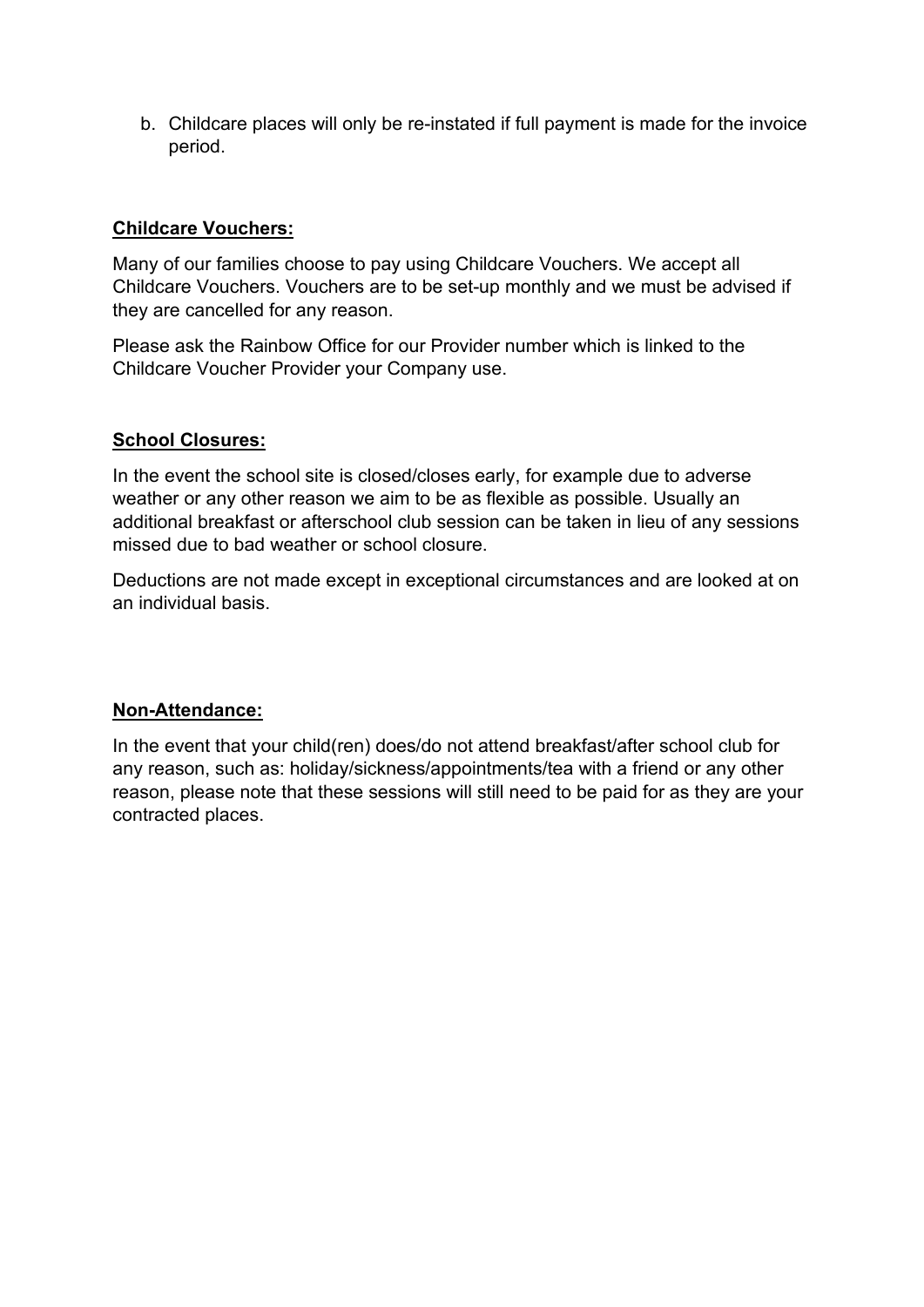b. Childcare places will only be re-instated if full payment is made for the invoice period.

**Childcare Vouchers:**

Many of our families choose to pay using Childcare Vouchers. We accept all Childcare Vouchers. Vouchers are to be set-up monthly and we must be advised if they are cancelled for any reason.

Please ask the Rainbow Office for our Provider number which is linked to the Childcare Voucher Provider your Company use.

**School Closures:**

In the event the school site is closed/closes early, for example due to adverse weather or any other reason we aim to be as flexible as possible. Usually an additional breakfast or afterschool club session can be taken in lieu of any sessions missed due to bad weather or school closure.

Deductions are not made except in exceptional circumstances and are looked at on an individual basis.

**Non-Attendance:**

In the event that your child(ren) does/do not attend breakfast/after school club for any reason, such as: holiday/sickness/appointments/tea with a friend or any other reason, please note that these sessions will still need to be paid for as they are your contracted places.